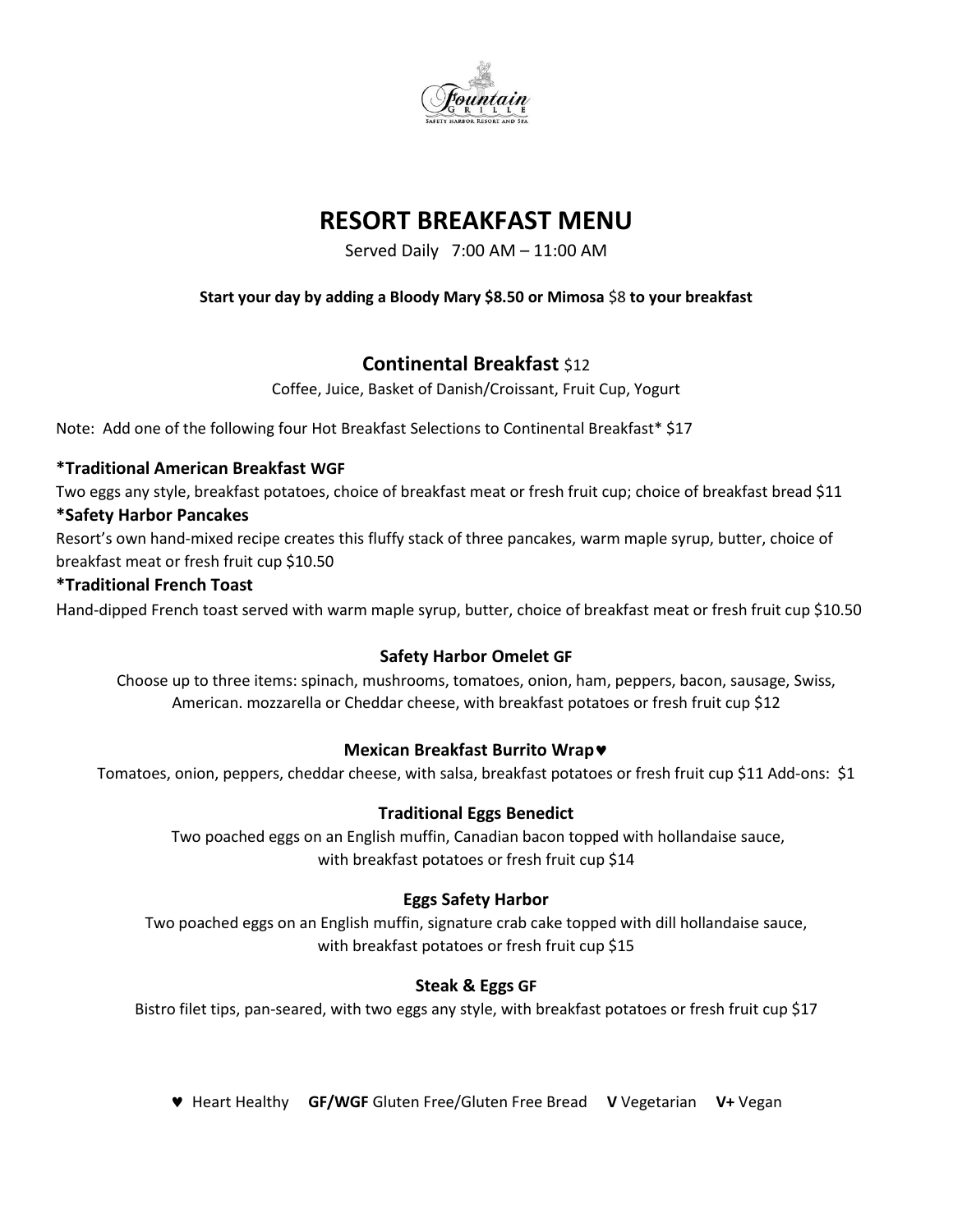Fountain Grille
Safety Harbor Resort and Spa

# RESORT BREAKFAST MENU

Served Daily 7:00 AM – 11:00 AM

**Start your day by adding a Bloody Mary $8.50 or Mimosa** $8 **to your breakfast**

## Continental Breakfast $12

Coffee, Juice, Basket of Danish/Croissant, Fruit Cup, Yogurt

Note: Add one of the following four Hot Breakfast Selections to Continental Breakfast* $17

**\*Traditional American Breakfast WGF**
Two eggs any style, breakfast potatoes, choice of breakfast meat or fresh fruit cup; choice of breakfast bread $11

**\*Safety Harbor Pancakes**
Resort's own hand-mixed recipe creates this fluffy stack of three pancakes, warm maple syrup, butter, choice of breakfast meat or fresh fruit cup $10.50

**\*Traditional French Toast**
Hand-dipped French toast served with warm maple syrup, butter, choice of breakfast meat or fresh fruit cup $10.50

### Safety Harbor Omelet GF

Choose up to three items: spinach, mushrooms, tomatoes, onion, ham, peppers, bacon, sausage, Swiss, American. mozzarella or Cheddar cheese, with breakfast potatoes or fresh fruit cup $12

### Mexican Breakfast Burrito Wrap♥

Tomatoes, onion, peppers, cheddar cheese, with salsa, breakfast potatoes or fresh fruit cup $11 Add-ons: $1

### Traditional Eggs Benedict

Two poached eggs on an English muffin, Canadian bacon topped with hollandaise sauce, with breakfast potatoes or fresh fruit cup $14

### Eggs Safety Harbor

Two poached eggs on an English muffin, signature crab cake topped with dill hollandaise sauce, with breakfast potatoes or fresh fruit cup $15

### Steak & Eggs GF

Bistro filet tips, pan-seared, with two eggs any style, with breakfast potatoes or fresh fruit cup $17

♥ Heart Healthy **GF/WGF** Gluten Free/Gluten Free Bread **V** Vegetarian **V+** Vegan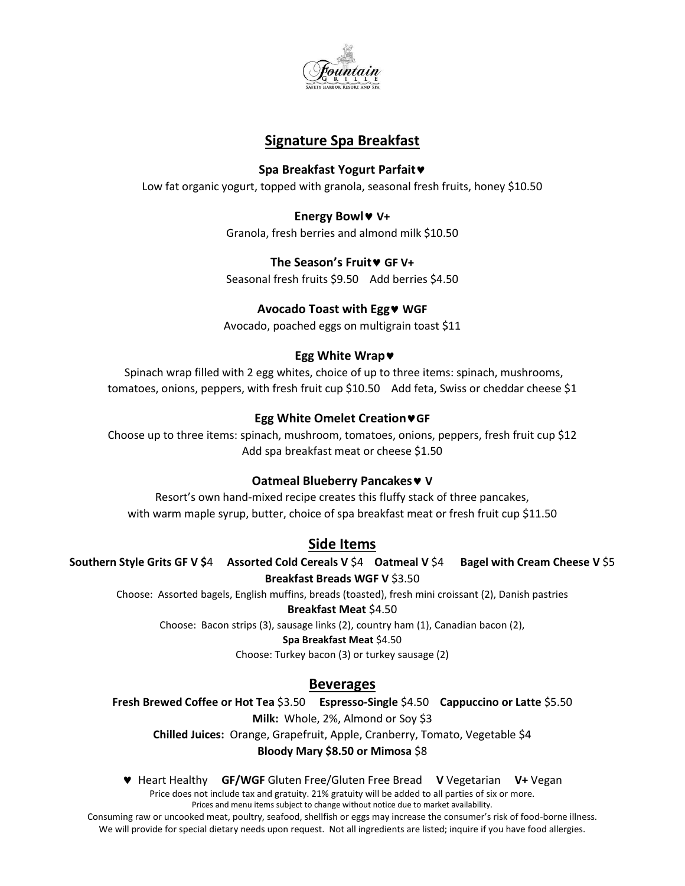## Signature Spa Breakfast

**Spa Breakfast Yogurt Parfait♥**

Low fat organic yogurt, topped with granola, seasonal fresh fruits, honey $10.50

**Energy Bowl♥ V+**

Granola, fresh berries and almond milk $10.50

**The Season's Fruit♥ GF V+**

Seasonal fresh fruits $9.50 Add berries $4.50

**Avocado Toast with Egg♥ WGF**

Avocado, poached eggs on multigrain toast $11

**Egg White Wrap♥**

Spinach wrap filled with 2 egg whites, choice of up to three items: spinach, mushrooms, tomatoes, onions, peppers, with fresh fruit cup $10.50 Add feta, Swiss or cheddar cheese $1

**Egg White Omelet Creation♥GF**

Choose up to three items: spinach, mushroom, tomatoes, onions, peppers, fresh fruit cup $12
Add spa breakfast meat or cheese $1.50

**Oatmeal Blueberry Pancakes♥ V**

Resort's own hand-mixed recipe creates this fluffy stack of three pancakes, with warm maple syrup, butter, choice of spa breakfast meat or fresh fruit cup $11.50

## Side Items

**Southern Style Grits GF V** $4 **Assorted Cold Cereals V** $4 **Oatmeal V** $4 **Bagel with Cream Cheese V** $5

**Breakfast Breads WGF V** $3.50

Choose: Assorted bagels, English muffins, breads (toasted), fresh mini croissant (2), Danish pastries

**Breakfast Meat** $4.50

Choose: Bacon strips (3), sausage links (2), country ham (1), Canadian bacon (2),

**Spa Breakfast Meat** $4.50

Choose: Turkey bacon (3) or turkey sausage (2)

## Beverages

**Fresh Brewed Coffee or Hot Tea** $3.50 **Espresso-Single** $4.50 **Cappuccino or Latte** $5.50

**Milk:** Whole, 2%, Almond or Soy $3

**Chilled Juices:** Orange, Grapefruit, Apple, Cranberry, Tomato, Vegetable $4

**Bloody Mary $8.50 or Mimosa** $8

♥ Heart Healthy **GF/WGF** Gluten Free/Gluten Free Bread **V** Vegetarian **V+** Vegan

Price does not include tax and gratuity. 21% gratuity will be added to all parties of six or more.
Prices and menu items subject to change without notice due to market availability.
Consuming raw or uncooked meat, poultry, seafood, shellfish or eggs may increase the consumer's risk of food-borne illness.
We will provide for special dietary needs upon request. Not all ingredients are listed; inquire if you have food allergies.